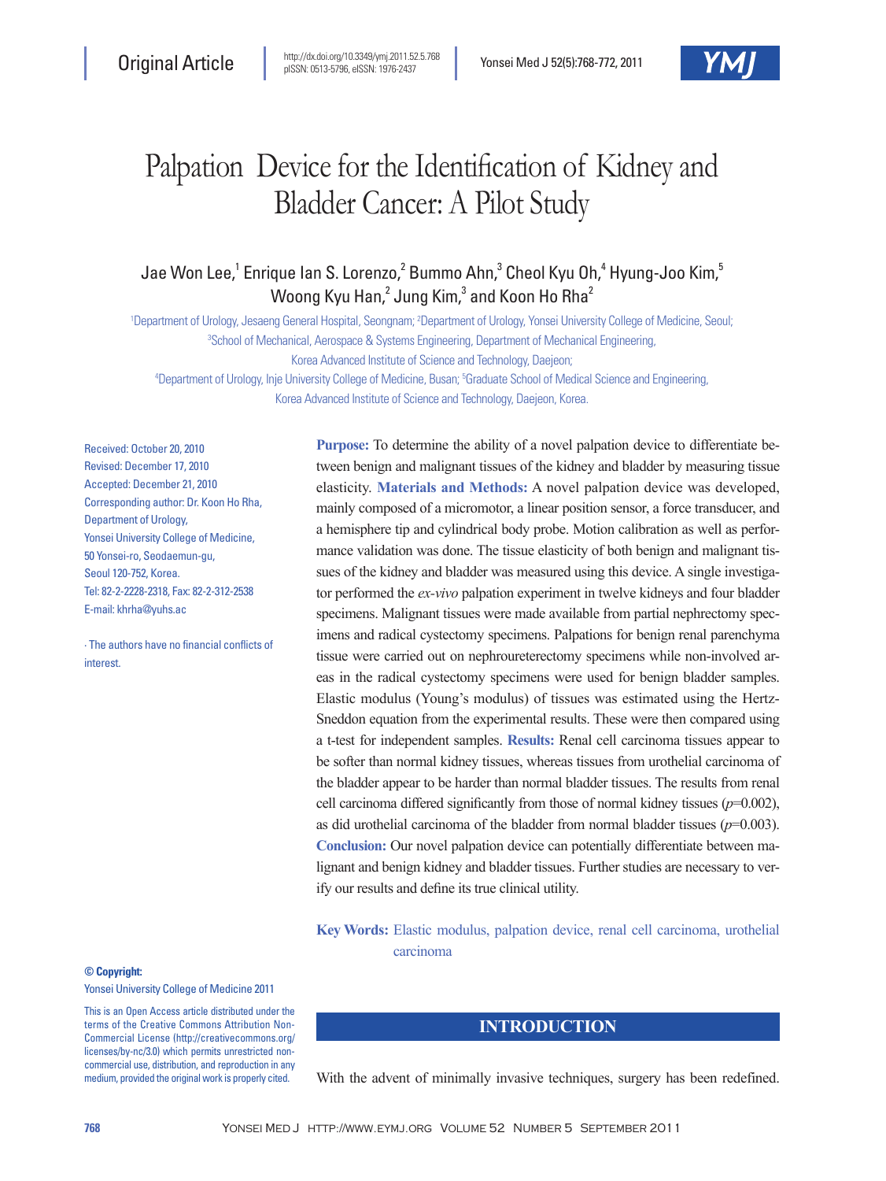Original Article

http://dx.doi.org/10.3349/ymj.2011.52.5.768
pISSN: 0513-5796, eISSN: 1976-2437

# Palpation Device for the Identification of Kidney and Bladder Cancer: A Pilot Study

Jae Won Lee,[1] Enrique Ian S. Lorenzo,[2] Bummo Ahn,[3] Cheol Kyu Oh,[4] Hyung-Joo Kim,[5] Woong Kyu Han,[2] Jung Kim,[3] and Koon Ho Rha[2]

[1]Department of Urology, Jesaeng General Hospital, Seongnam; [2]Department of Urology, Yonsei University College of Medicine, Seoul; [3]School of Mechanical, Aerospace & Systems Engineering, Department of Mechanical Engineering, Korea Advanced Institute of Science and Technology, Daejeon; [4]Department of Urology, Inje University College of Medicine, Busan; [5]Graduate School of Medical Science and Engineering, Korea Advanced Institute of Science and Technology, Daejeon, Korea.

Received: October 20, 2010
Revised: December 17, 2010
Accepted: December 21, 2010
Corresponding author: Dr. Koon Ho Rha, Department of Urology, Yonsei University College of Medicine, 50 Yonsei-ro, Seodaemun-gu, Seoul 120-752, Korea.
Tel: 82-2-2228-2318, Fax: 82-2-312-2538
E-mail: khrha@yuhs.ac

∙ The authors have no financial conflicts of interest.

**Purpose:** To determine the ability of a novel palpation device to differentiate between benign and malignant tissues of the kidney and bladder by measuring tissue elasticity. **Materials and Methods:** A novel palpation device was developed, mainly composed of a micromotor, a linear position sensor, a force transducer, and a hemisphere tip and cylindrical body probe. Motion calibration as well as performance validation was done. The tissue elasticity of both benign and malignant tissues of the kidney and bladder was measured using this device. A single investigator performed the *ex-vivo* palpation experiment in twelve kidneys and four bladder specimens. Malignant tissues were made available from partial nephrectomy specimens and radical cystectomy specimens. Palpations for benign renal parenchyma tissue were carried out on nephroureterectomy specimens while non-involved areas in the radical cystectomy specimens were used for benign bladder samples. Elastic modulus (Young's modulus) of tissues was estimated using the Hertz-Sneddon equation from the experimental results. These were then compared using a t-test for independent samples. **Results:** Renal cell carcinoma tissues appear to be softer than normal kidney tissues, whereas tissues from urothelial carcinoma of the bladder appear to be harder than normal bladder tissues. The results from renal cell carcinoma differed significantly from those of normal kidney tissues ($p$=0.002), as did urothelial carcinoma of the bladder from normal bladder tissues ($p$=0.003). **Conclusion:** Our novel palpation device can potentially differentiate between malignant and benign kidney and bladder tissues. Further studies are necessary to verify our results and define its true clinical utility.

**Key Words:** Elastic modulus, palpation device, renal cell carcinoma, urothelial carcinoma

**© Copyright:**
Yonsei University College of Medicine 2011

This is an Open Access article distributed under the terms of the Creative Commons Attribution Non-Commercial License (http://creativecommons.org/licenses/by-nc/3.0) which permits unrestricted non-commercial use, distribution, and reproduction in any medium, provided the original work is properly cited.

## INTRODUCTION

With the advent of minimally invasive techniques, surgery has been redefined.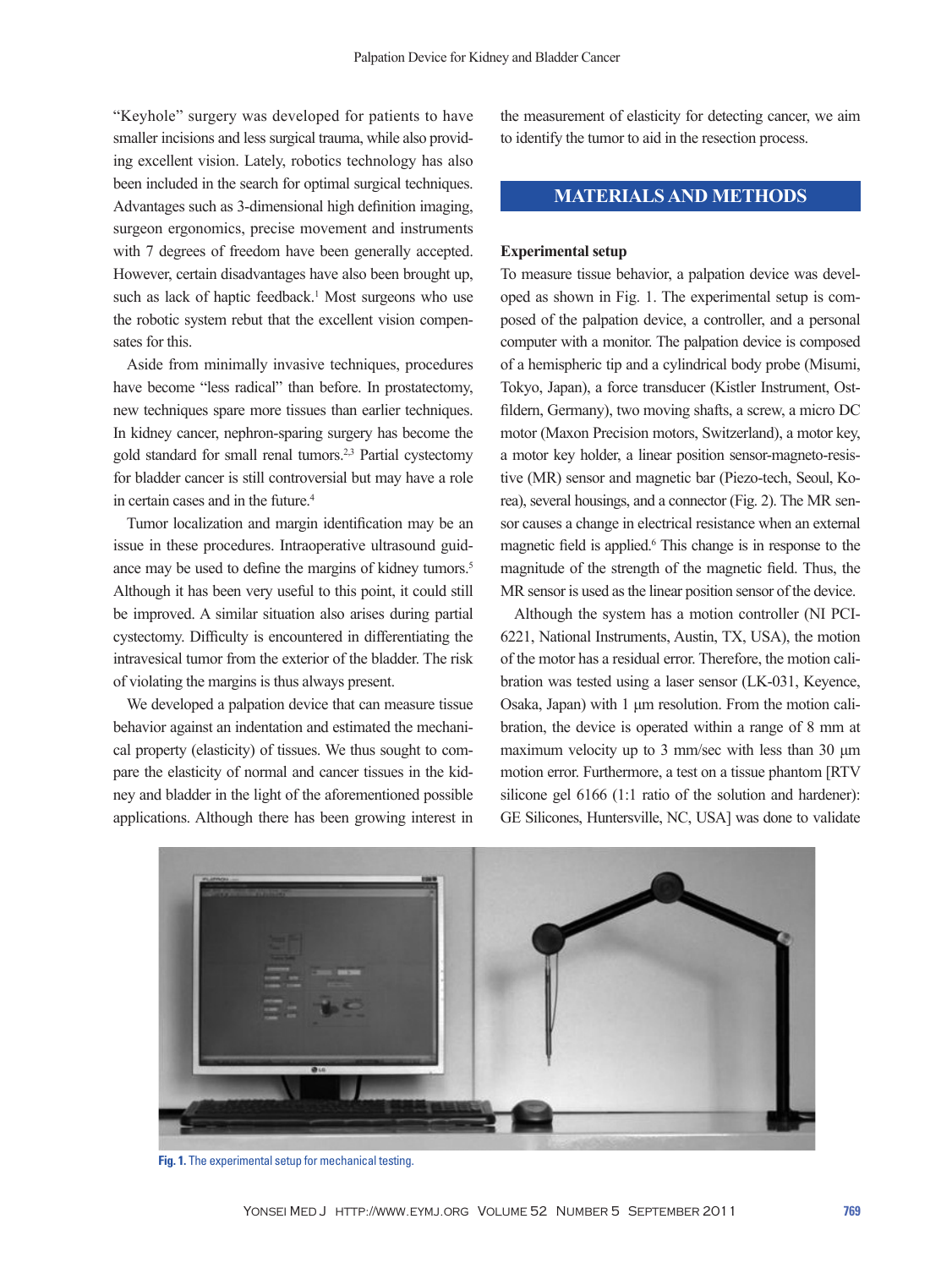"Keyhole" surgery was developed for patients to have smaller incisions and less surgical trauma, while also providing excellent vision. Lately, robotics technology has also been included in the search for optimal surgical techniques. Advantages such as 3-dimensional high definition imaging, surgeon ergonomics, precise movement and instruments with 7 degrees of freedom have been generally accepted. However, certain disadvantages have also been brought up, such as lack of haptic feedback.[1] Most surgeons who use the robotic system rebut that the excellent vision compensates for this.

Aside from minimally invasive techniques, procedures have become "less radical" than before. In prostatectomy, new techniques spare more tissues than earlier techniques. In kidney cancer, nephron-sparing surgery has become the gold standard for small renal tumors.[2,3] Partial cystectomy for bladder cancer is still controversial but may have a role in certain cases and in the future.[4]

Tumor localization and margin identification may be an issue in these procedures. Intraoperative ultrasound guidance may be used to define the margins of kidney tumors.[5] Although it has been very useful to this point, it could still be improved. A similar situation also arises during partial cystectomy. Difficulty is encountered in differentiating the intravesical tumor from the exterior of the bladder. The risk of violating the margins is thus always present.

We developed a palpation device that can measure tissue behavior against an indentation and estimated the mechanical property (elasticity) of tissues. We thus sought to compare the elasticity of normal and cancer tissues in the kidney and bladder in the light of the aforementioned possible applications. Although there has been growing interest in the measurement of elasticity for detecting cancer, we aim to identify the tumor to aid in the resection process.

## MATERIALS AND METHODS

### Experimental setup

To measure tissue behavior, a palpation device was developed as shown in Fig. 1. The experimental setup is composed of the palpation device, a controller, and a personal computer with a monitor. The palpation device is composed of a hemispheric tip and a cylindrical body probe (Misumi, Tokyo, Japan), a force transducer (Kistler Instrument, Ostfildern, Germany), two moving shafts, a screw, a micro DC motor (Maxon Precision motors, Switzerland), a motor key, a motor key holder, a linear position sensor-magneto-resistive (MR) sensor and magnetic bar (Piezo-tech, Seoul, Korea), several housings, and a connector (Fig. 2). The MR sensor causes a change in electrical resistance when an external magnetic field is applied.[6] This change is in response to the magnitude of the strength of the magnetic field. Thus, the MR sensor is used as the linear position sensor of the device.

Although the system has a motion controller (NI PCI-6221, National Instruments, Austin, TX, USA), the motion of the motor has a residual error. Therefore, the motion calibration was tested using a laser sensor (LK-031, Keyence, Osaka, Japan) with 1 μm resolution. From the motion calibration, the device is operated within a range of 8 mm at maximum velocity up to 3 mm/sec with less than 30 μm motion error. Furthermore, a test on a tissue phantom [RTV silicone gel 6166 (1:1 ratio of the solution and hardener): GE Silicones, Huntersville, NC, USA] was done to validate

Fig. 1. The experimental setup for mechanical testing.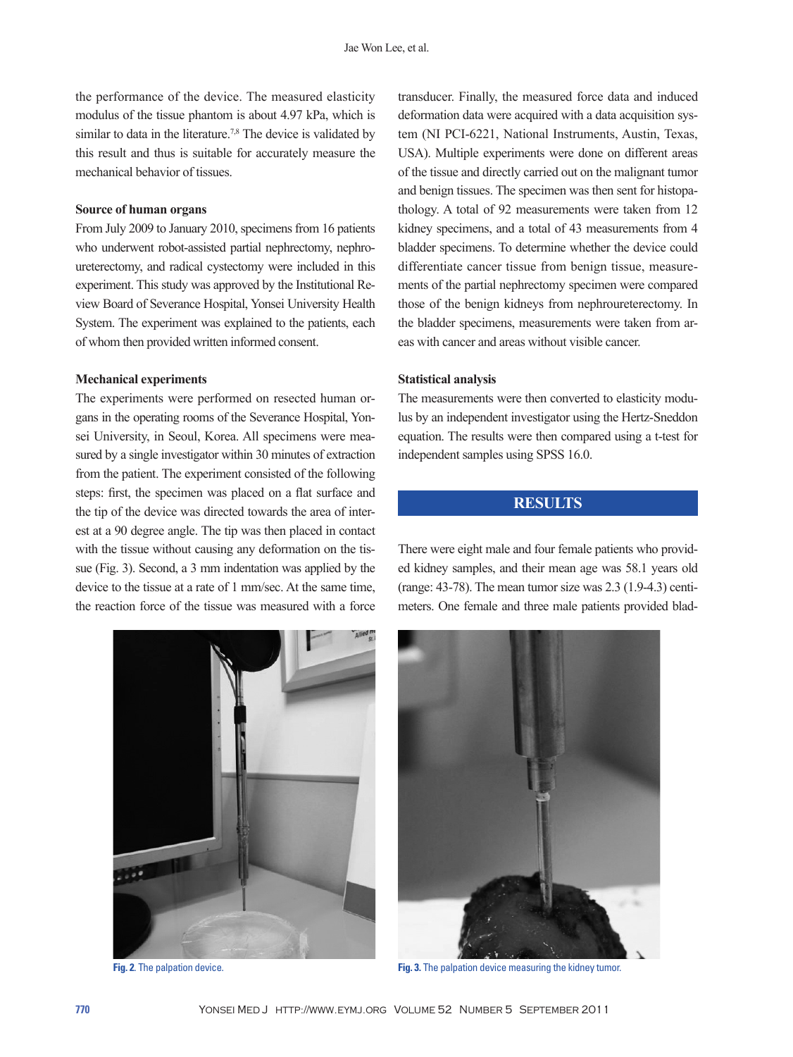the performance of the device. The measured elasticity modulus of the tissue phantom is about 4.97 kPa, which is similar to data in the literature.[7,8] The device is validated by this result and thus is suitable for accurately measure the mechanical behavior of tissues.

### Source of human organs

From July 2009 to January 2010, specimens from 16 patients who underwent robot-assisted partial nephrectomy, nephroureterectomy, and radical cystectomy were included in this experiment. This study was approved by the Institutional Review Board of Severance Hospital, Yonsei University Health System. The experiment was explained to the patients, each of whom then provided written informed consent.

### Mechanical experiments

The experiments were performed on resected human organs in the operating rooms of the Severance Hospital, Yonsei University, in Seoul, Korea. All specimens were measured by a single investigator within 30 minutes of extraction from the patient. The experiment consisted of the following steps: first, the specimen was placed on a flat surface and the tip of the device was directed towards the area of interest at a 90 degree angle. The tip was then placed in contact with the tissue without causing any deformation on the tissue (Fig. 3). Second, a 3 mm indentation was applied by the device to the tissue at a rate of 1 mm/sec. At the same time, the reaction force of the tissue was measured with a force transducer. Finally, the measured force data and induced deformation data were acquired with a data acquisition system (NI PCI-6221, National Instruments, Austin, Texas, USA). Multiple experiments were done on different areas of the tissue and directly carried out on the malignant tumor and benign tissues. The specimen was then sent for histopathology. A total of 92 measurements were taken from 12 kidney specimens, and a total of 43 measurements from 4 bladder specimens. To determine whether the device could differentiate cancer tissue from benign tissue, measurements of the partial nephrectomy specimen were compared those of the benign kidneys from nephroureterectomy. In the bladder specimens, measurements were taken from areas with cancer and areas without visible cancer.

### Statistical analysis

The measurements were then converted to elasticity modulus by an independent investigator using the Hertz-Sneddon equation. The results were then compared using a t-test for independent samples using SPSS 16.0.

## RESULTS

There were eight male and four female patients who provided kidney samples, and their mean age was 58.1 years old (range: 43-78). The mean tumor size was 2.3 (1.9-4.3) centimeters. One female and three male patients provided blad-

**Fig. 2.** The palpation device.

**Fig. 3.** The palpation device measuring the kidney tumor.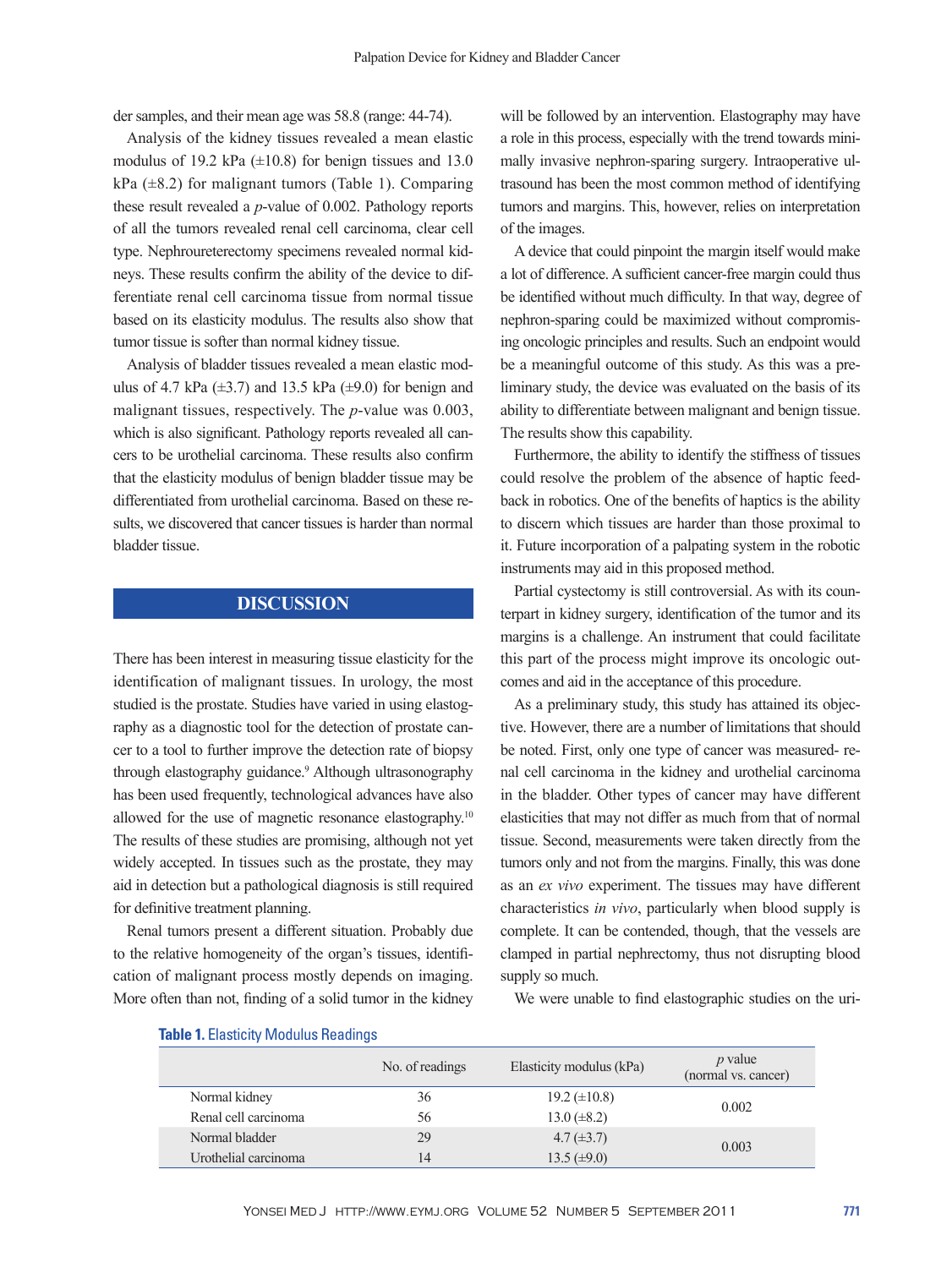der samples, and their mean age was 58.8 (range: 44-74).

Analysis of the kidney tissues revealed a mean elastic modulus of 19.2 kPa (±10.8) for benign tissues and 13.0 kPa (±8.2) for malignant tumors (Table 1). Comparing these result revealed a *p*-value of 0.002. Pathology reports of all the tumors revealed renal cell carcinoma, clear cell type. Nephroureterectomy specimens revealed normal kidneys. These results confirm the ability of the device to differentiate renal cell carcinoma tissue from normal tissue based on its elasticity modulus. The results also show that tumor tissue is softer than normal kidney tissue.

Analysis of bladder tissues revealed a mean elastic modulus of 4.7 kPa (±3.7) and 13.5 kPa (±9.0) for benign and malignant tissues, respectively. The *p*-value was 0.003, which is also significant. Pathology reports revealed all cancers to be urothelial carcinoma. These results also confirm that the elasticity modulus of benign bladder tissue may be differentiated from urothelial carcinoma. Based on these results, we discovered that cancer tissues is harder than normal bladder tissue.

## DISCUSSION

There has been interest in measuring tissue elasticity for the identification of malignant tissues. In urology, the most studied is the prostate. Studies have varied in using elastography as a diagnostic tool for the detection of prostate cancer to a tool to further improve the detection rate of biopsy through elastography guidance.[9] Although ultrasonography has been used frequently, technological advances have also allowed for the use of magnetic resonance elastography.[10] The results of these studies are promising, although not yet widely accepted. In tissues such as the prostate, they may aid in detection but a pathological diagnosis is still required for definitive treatment planning.

Renal tumors present a different situation. Probably due to the relative homogeneity of the organ's tissues, identification of malignant process mostly depends on imaging. More often than not, finding of a solid tumor in the kidney will be followed by an intervention. Elastography may have a role in this process, especially with the trend towards minimally invasive nephron-sparing surgery. Intraoperative ultrasound has been the most common method of identifying tumors and margins. This, however, relies on interpretation of the images.

A device that could pinpoint the margin itself would make a lot of difference. A sufficient cancer-free margin could thus be identified without much difficulty. In that way, degree of nephron-sparing could be maximized without compromising oncologic principles and results. Such an endpoint would be a meaningful outcome of this study. As this was a preliminary study, the device was evaluated on the basis of its ability to differentiate between malignant and benign tissue. The results show this capability.

Furthermore, the ability to identify the stiffness of tissues could resolve the problem of the absence of haptic feedback in robotics. One of the benefits of haptics is the ability to discern which tissues are harder than those proximal to it. Future incorporation of a palpating system in the robotic instruments may aid in this proposed method.

Partial cystectomy is still controversial. As with its counterpart in kidney surgery, identification of the tumor and its margins is a challenge. An instrument that could facilitate this part of the process might improve its oncologic outcomes and aid in the acceptance of this procedure.

As a preliminary study, this study has attained its objective. However, there are a number of limitations that should be noted. First, only one type of cancer was measured- renal cell carcinoma in the kidney and urothelial carcinoma in the bladder. Other types of cancer may have different elasticities that may not differ as much from that of normal tissue. Second, measurements were taken directly from the tumors only and not from the margins. Finally, this was done as an *ex vivo* experiment. The tissues may have different characteristics *in vivo*, particularly when blood supply is complete. It can be contended, though, that the vessels are clamped in partial nephrectomy, thus not disrupting blood supply so much.

We were unable to find elastographic studies on the uri-

**Table 1.** Elasticity Modulus Readings

| | No. of readings | Elasticity modulus (kPa) | *p* value (normal vs. cancer) |
|---|---|---|---|
| Normal kidney | 36 | 19.2 (±10.8) | 0.002 |
| Renal cell carcinoma | 56 | 13.0 (±8.2) | |
| Normal bladder | 29 | 4.7 (±3.7) | 0.003 |
| Urothelial carcinoma | 14 | 13.5 (±9.0) | |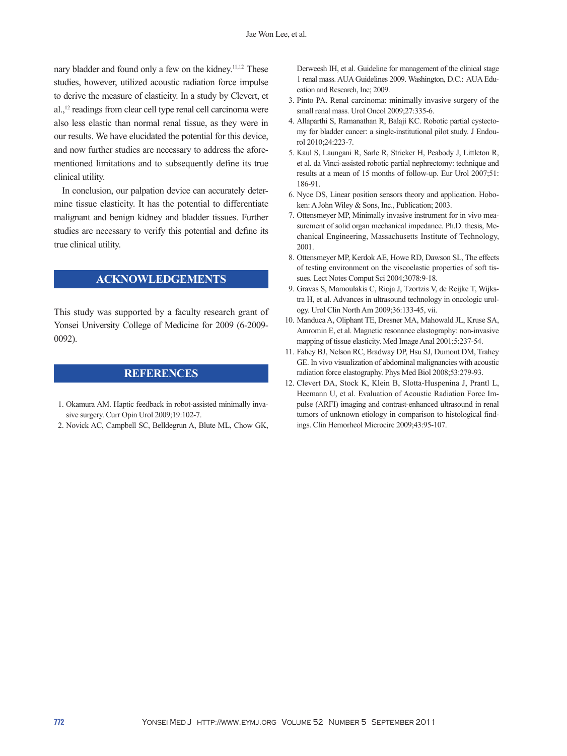nary bladder and found only a few on the kidney.[11,12] These studies, however, utilized acoustic radiation force impulse to derive the measure of elasticity. In a study by Clevert, et al.,[12] readings from clear cell type renal cell carcinoma were also less elastic than normal renal tissue, as they were in our results. We have elucidated the potential for this device, and now further studies are necessary to address the aforementioned limitations and to subsequently define its true clinical utility.

In conclusion, our palpation device can accurately determine tissue elasticity. It has the potential to differentiate malignant and benign kidney and bladder tissues. Further studies are necessary to verify this potential and define its true clinical utility.

## ACKNOWLEDGEMENTS

This study was supported by a faculty research grant of Yonsei University College of Medicine for 2009 (6-2009-0092).

## REFERENCES

1. Okamura AM. Haptic feedback in robot-assisted minimally invasive surgery. Curr Opin Urol 2009;19:102-7.
2. Novick AC, Campbell SC, Belldegrun A, Blute ML, Chow GK, Derweesh IH, et al. Guideline for management of the clinical stage 1 renal mass. AUA Guidelines 2009. Washington, D.C.: AUA Education and Research, Inc; 2009.
3. Pinto PA. Renal carcinoma: minimally invasive surgery of the small renal mass. Urol Oncol 2009;27:335-6.
4. Allaparthi S, Ramanathan R, Balaji KC. Robotic partial cystectomy for bladder cancer: a single-institutional pilot study. J Endourol 2010;24:223-7.
5. Kaul S, Laungani R, Sarle R, Stricker H, Peabody J, Littleton R, et al. da Vinci-assisted robotic partial nephrectomy: technique and results at a mean of 15 months of follow-up. Eur Urol 2007;51:186-91.
6. Nyce DS, Linear position sensors theory and application. Hoboken: A John Wiley & Sons, Inc., Publication; 2003.
7. Ottensmeyer MP, Minimally invasive instrument for in vivo measurement of solid organ mechanical impedance. Ph.D. thesis, Mechanical Engineering, Massachusetts Institute of Technology, 2001.
8. Ottensmeyer MP, Kerdok AE, Howe RD, Dawson SL, The effects of testing environment on the viscoelastic properties of soft tissues. Lect Notes Comput Sci 2004;3078:9-18.
9. Gravas S, Mamoulakis C, Rioja J, Tzortzis V, de Reijke T, Wijkstra H, et al. Advances in ultrasound technology in oncologic urology. Urol Clin North Am 2009;36:133-45, vii.
10. Manduca A, Oliphant TE, Dresner MA, Mahowald JL, Kruse SA, Amromin E, et al. Magnetic resonance elastography: non-invasive mapping of tissue elasticity. Med Image Anal 2001;5:237-54.
11. Fahey BJ, Nelson RC, Bradway DP, Hsu SJ, Dumont DM, Trahey GE. In vivo visualization of abdominal malignancies with acoustic radiation force elastography. Phys Med Biol 2008;53:279-93.
12. Clevert DA, Stock K, Klein B, Slotta-Huspenina J, Prantl L, Heemann U, et al. Evaluation of Acoustic Radiation Force Impulse (ARFI) imaging and contrast-enhanced ultrasound in renal tumors of unknown etiology in comparison to histological findings. Clin Hemorheol Microcirc 2009;43:95-107.